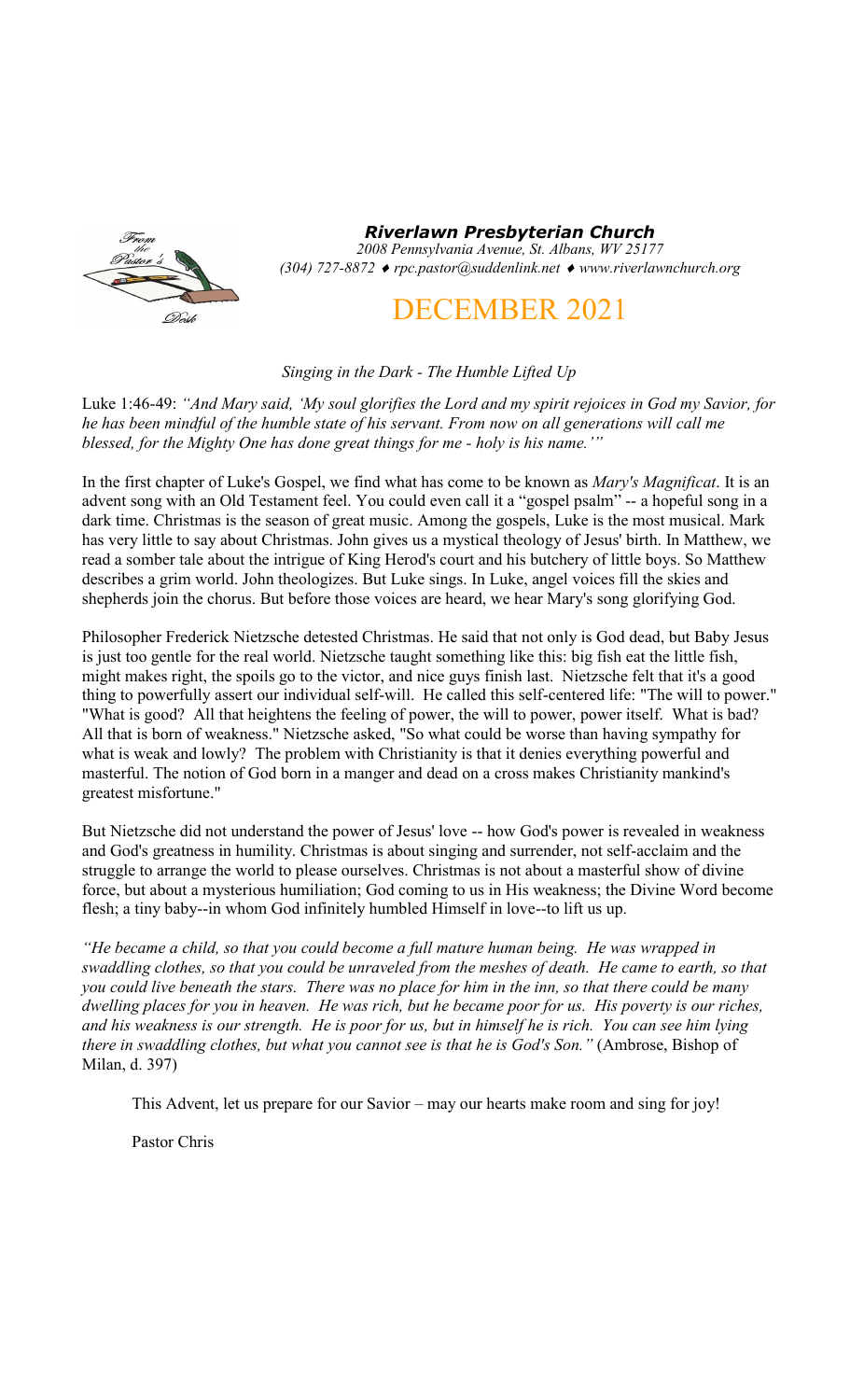# Riverlawn Presbyterian Church

*2008 Pennsylvania Avenue, St. Albans, WV 25177*
*(304) 727-8872 ♦ rpc.pastor@suddenlink.net ♦ www.riverlawnchurch.org*

## DECEMBER 2021

*Singing in the Dark - The Humble Lifted Up*

Luke 1:46-49: *"And Mary said, 'My soul glorifies the Lord and my spirit rejoices in God my Savior, for he has been mindful of the humble state of his servant. From now on all generations will call me blessed, for the Mighty One has done great things for me - holy is his name.'"*

In the first chapter of Luke's Gospel, we find what has come to be known as *Mary's Magnificat*. It is an advent song with an Old Testament feel. You could even call it a "gospel psalm" -- a hopeful song in a dark time. Christmas is the season of great music. Among the gospels, Luke is the most musical. Mark has very little to say about Christmas. John gives us a mystical theology of Jesus' birth. In Matthew, we read a somber tale about the intrigue of King Herod's court and his butchery of little boys. So Matthew describes a grim world. John theologizes. But Luke sings. In Luke, angel voices fill the skies and shepherds join the chorus. But before those voices are heard, we hear Mary's song glorifying God.

Philosopher Frederick Nietzsche detested Christmas. He said that not only is God dead, but Baby Jesus is just too gentle for the real world. Nietzsche taught something like this: big fish eat the little fish, might makes right, the spoils go to the victor, and nice guys finish last. Nietzsche felt that it's a good thing to powerfully assert our individual self-will. He called this self-centered life: "The will to power." "What is good? All that heightens the feeling of power, the will to power, power itself. What is bad? All that is born of weakness." Nietzsche asked, "So what could be worse than having sympathy for what is weak and lowly? The problem with Christianity is that it denies everything powerful and masterful. The notion of God born in a manger and dead on a cross makes Christianity mankind's greatest misfortune."

But Nietzsche did not understand the power of Jesus' love -- how God's power is revealed in weakness and God's greatness in humility. Christmas is about singing and surrender, not self-acclaim and the struggle to arrange the world to please ourselves. Christmas is not about a masterful show of divine force, but about a mysterious humiliation; God coming to us in His weakness; the Divine Word become flesh; a tiny baby--in whom God infinitely humbled Himself in love--to lift us up.

*"He became a child, so that you could become a full mature human being. He was wrapped in swaddling clothes, so that you could be unraveled from the meshes of death. He came to earth, so that you could live beneath the stars. There was no place for him in the inn, so that there could be many dwelling places for you in heaven. He was rich, but he became poor for us. His poverty is our riches, and his weakness is our strength. He is poor for us, but in himself he is rich. You can see him lying there in swaddling clothes, but what you cannot see is that he is God's Son."* (Ambrose, Bishop of Milan, d. 397)

This Advent, let us prepare for our Savior – may our hearts make room and sing for joy!

Pastor Chris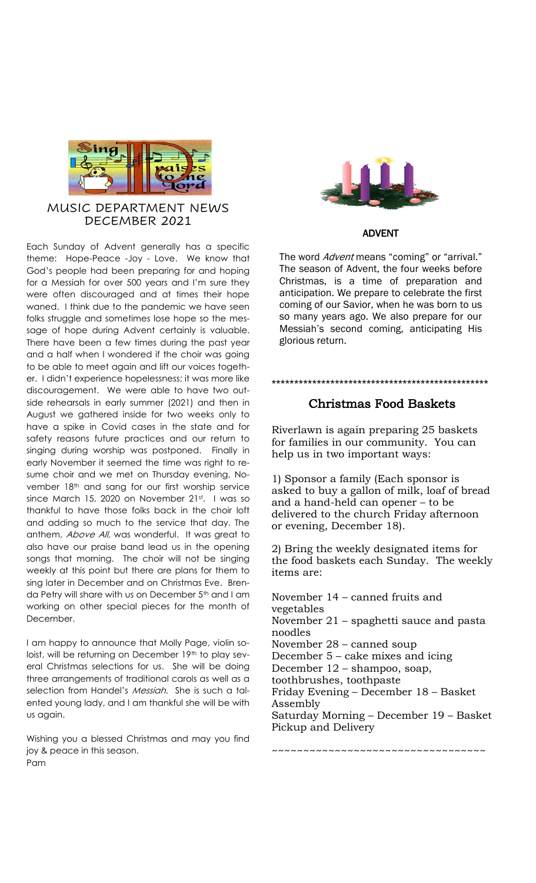## MUSIC DEPARTMENT NEWS DECEMBER 2021

Each Sunday of Advent generally has a specific theme: Hope-Peace -Joy - Love. We know that God's people had been preparing for and hoping for a Messiah for over 500 years and I'm sure they were often discouraged and at times their hope waned. I think due to the pandemic we have seen folks struggle and sometimes lose hope so the message of hope during Advent certainly is valuable. There have been a few times during the past year and a half when I wondered if the choir was going to be able to meet again and lift our voices together. I didn't experience hopelessness; it was more like discouragement. We were able to have two outside rehearsals in early summer (2021) and then in August we gathered inside for two weeks only to have a spike in Covid cases in the state and for safety reasons future practices and our return to singing during worship was postponed. Finally in early November it seemed the time was right to resume choir and we met on Thursday evening, November 18th and sang for our first worship service since March 15, 2020 on November 21st. I was so thankful to have those folks back in the choir loft and adding so much to the service that day. The anthem, *Above All,* was wonderful. It was great to also have our praise band lead us in the opening songs that morning. The choir will not be singing weekly at this point but there are plans for them to sing later in December and on Christmas Eve. Brenda Petry will share with us on December 5th and I am working on other special pieces for the month of December.

I am happy to announce that Molly Page, violin soloist, will be returning on December 19th to play several Christmas selections for us. She will be doing three arrangements of traditional carols as well as a selection from Handel's *Messiah*. She is such a talented young lady, and I am thankful she will be with us again.

Wishing you a blessed Christmas and may you find joy & peace in this season.
Pam

## ADVENT

The word *Advent* means "coming" or "arrival." The season of Advent, the four weeks before Christmas, is a time of preparation and anticipation. We prepare to celebrate the first coming of our Savior, when he was born to us so many years ago. We also prepare for our Messiah's second coming, anticipating His glorious return.

***************************************************

## Christmas Food Baskets

Riverlawn is again preparing 25 baskets for families in our community. You can help us in two important ways:

1) Sponsor a family (Each sponsor is asked to buy a gallon of milk, loaf of bread and a hand-held can opener – to be delivered to the church Friday afternoon or evening, December 18).

2) Bring the weekly designated items for the food baskets each Sunday. The weekly items are:

November 14 – canned fruits and vegetables
November 21 – spaghetti sauce and pasta noodles
November 28 – canned soup
December 5 – cake mixes and icing
December 12 – shampoo, soap, toothbrushes, toothpaste
Friday Evening – December 18 – Basket Assembly
Saturday Morning – December 19 – Basket Pickup and Delivery

~~~~~~~~~~~~~~~~~~~~~~~~~~~~~~~~~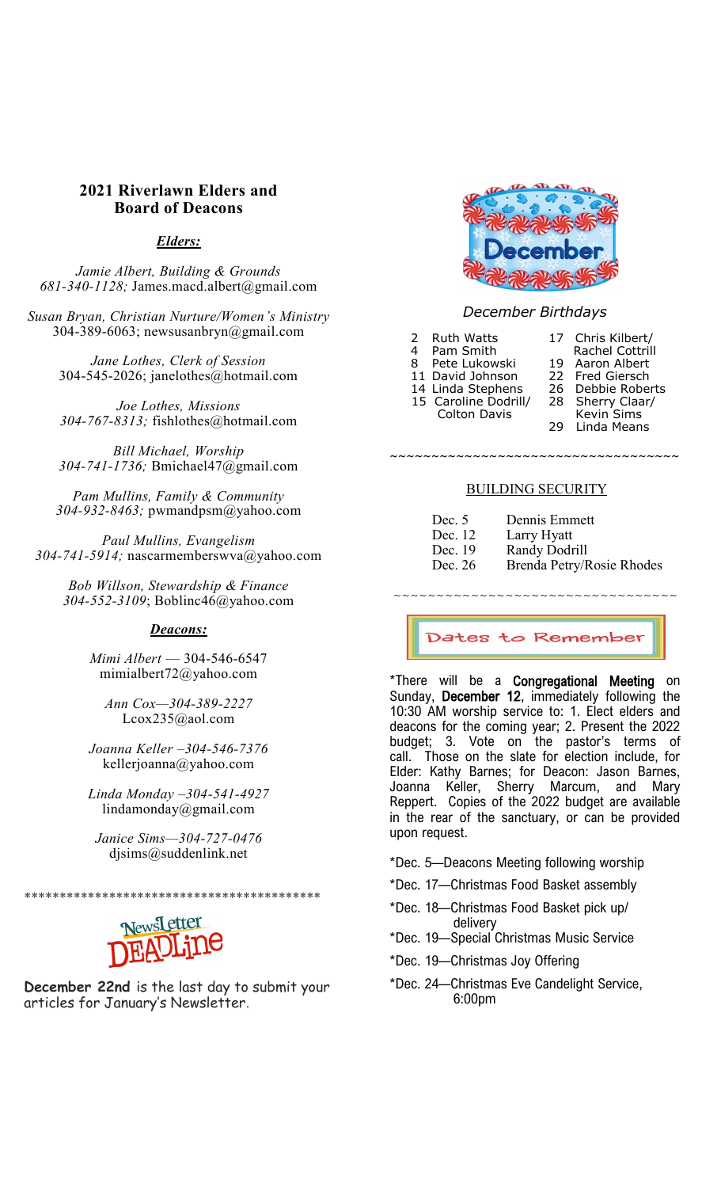## 2021 Riverlawn Elders and Board of Deacons

***Elders:***

*Jamie Albert, Building & Grounds*
*681-340-1128;* James.macd.albert@gmail.com

*Susan Bryan, Christian Nurture/Women's Ministry*
304-389-6063; newsusanbryn@gmail.com

*Jane Lothes, Clerk of Session*
304-545-2026; janelothes@hotmail.com

*Joe Lothes, Missions*
*304-767-8313;* fishlothes@hotmail.com

*Bill Michael, Worship*
*304-741-1736;* Bmichael47@gmail.com

*Pam Mullins, Family & Community*
*304-932-8463;* pwmandpsm@yahoo.com

*Paul Mullins, Evangelism*
*304-741-5914;* nascarmemberswva@yahoo.com

*Bob Willson, Stewardship & Finance*
*304-552-3109*; Boblinc46@yahoo.com

***Deacons:***

*Mimi Albert* — 304-546-6547
mimialbert72@yahoo.com

*Ann Cox—304-389-2227*
Lcox235@aol.com

*Joanna Keller –304-546-7376*
kellerjoanna@yahoo.com

*Linda Monday –304-541-4927*
lindamonday@gmail.com

*Janice Sims—304-727-0476*
djsims@suddenlink.net

*******************************************

NewsLetter DEADLine

**December 22nd** is the last day to submit your articles for January's Newsletter.

December

*December Birthdays*

- 2 Ruth Watts
- 4 Pam Smith
- 8 Pete Lukowski
- 11 David Johnson
- 14 Linda Stephens
- 15 Caroline Dodrill/ Colton Davis
- 17 Chris Kilbert/ Rachel Cottrill
- 19 Aaron Albert
- 22 Fred Giersch
- 26 Debbie Roberts
- 28 Sherry Claar/ Kevin Sims
- 29 Linda Means

~~~~~~~~~~~~~~~~~~~~~~~~~~~~~~~~~~~

BUILDING SECURITY

| | |
|---|---|
| Dec. 5 | Dennis Emmett |
| Dec. 12 | Larry Hyatt |
| Dec. 19 | Randy Dodrill |
| Dec. 26 | Brenda Petry/Rosie Rhodes |

~~~~~~~~~~~~~~~~~~~~~~~~~~~~~~~~~~~

### Dates to Remember

*There will be a **Congregational Meeting** on Sunday, **December 12**, immediately following the 10:30 AM worship service to: 1. Elect elders and deacons for the coming year; 2. Present the 2022 budget; 3. Vote on the pastor's terms of call. Those on the slate for election include, for Elder: Kathy Barnes; for Deacon: Jason Barnes, Joanna Keller, Sherry Marcum, and Mary Reppert. Copies of the 2022 budget are available in the rear of the sanctuary, or can be provided upon request.

*Dec. 5—Deacons Meeting following worship

*Dec. 17—Christmas Food Basket assembly

*Dec. 18—Christmas Food Basket pick up/ delivery

*Dec. 19—Special Christmas Music Service

*Dec. 19—Christmas Joy Offering

*Dec. 24—Christmas Eve Candelight Service, 6:00pm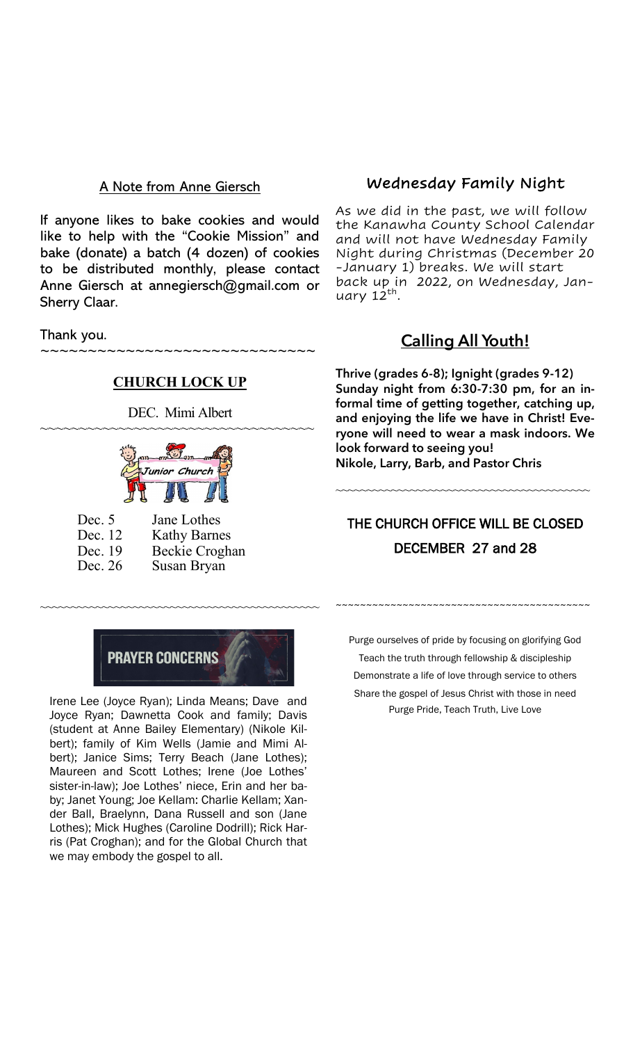## A Note from Anne Giersch

If anyone likes to bake cookies and would like to help with the "Cookie Mission" and bake (donate) a batch (4 dozen) of cookies to be distributed monthly, please contact Anne Giersch at annegiersch@gmail.com or Sherry Claar.

Thank you.

~~~~~~~~~~~~~~~~~~~~~~~~~~~~~~

## CHURCH LOCK UP

DEC. Mimi Albert

~~~~~~~~~~~~~~~~~~~~~~~~~~~~~~

Junior Church

| | |
|---|---|
| Dec. 5 | Jane Lothes |
| Dec. 12 | Kathy Barnes |
| Dec. 19 | Beckie Croghan |
| Dec. 26 | Susan Bryan |

~~~~~~~~~~~~~~~~~~~~~~~~~~~~~~

## PRAYER CONCERNS

Irene Lee (Joyce Ryan); Linda Means; Dave and Joyce Ryan; Dawnetta Cook and family; Davis (student at Anne Bailey Elementary) (Nikole Kilbert); family of Kim Wells (Jamie and Mimi Albert); Janice Sims; Terry Beach (Jane Lothes); Maureen and Scott Lothes; Irene (Joe Lothes' sister-in-law); Joe Lothes' niece, Erin and her baby; Janet Young; Joe Kellam: Charlie Kellam; Xander Ball, Braelynn, Dana Russell and son (Jane Lothes); Mick Hughes (Caroline Dodrill); Rick Harris (Pat Croghan); and for the Global Church that we may embody the gospel to all.

## Wednesday Family Night

As we did in the past, we will follow the Kanawha County School Calendar and will not have Wednesday Family Night during Christmas (December 20 -January 1) breaks. We will start back up in 2022, on Wednesday, January 12th.

## Calling All Youth!

**Thrive (grades 6-8); Ignight (grades 9-12) Sunday night from 6:30-7:30 pm, for an informal time of getting together, catching up, and enjoying the life we have in Christ! Everyone will need to wear a mask indoors. We look forward to seeing you!**
**Nikole, Larry, Barb, and Pastor Chris**

~~~~~~~~~~~~~~~~~~~~~~~~~~~~~~

## THE CHURCH OFFICE WILL BE CLOSED DECEMBER 27 and 28

~~~~~~~~~~~~~~~~~~~~~~~~~~~~~~

Purge ourselves of pride by focusing on glorifying God
Teach the truth through fellowship & discipleship
Demonstrate a life of love through service to others
Share the gospel of Jesus Christ with those in need
Purge Pride, Teach Truth, Live Love